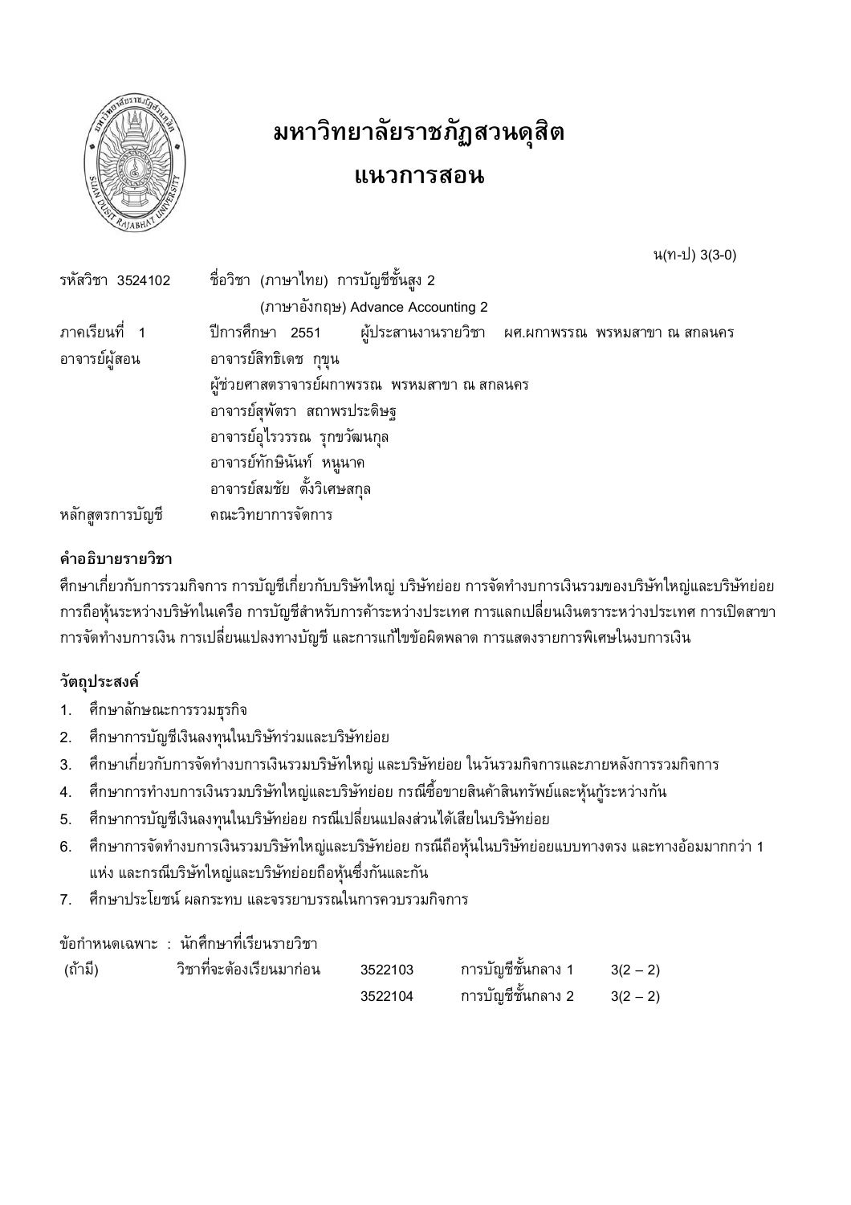# มหาวิทยาลัยราชภัฏสวนดุสิต

## แนวการสอน

น(ท-ป) 3(3-0)

รหัสวิชา 3524102 ชื่อวิชา (ภาษาไทย) การบัญชีชั้นสูง 2

(ภาษาอังกฤษ) Advance Accounting 2

ภาคเรียนที่ 1 ปีการศึกษา 2551 ผู้ประสานงานรายวิชา ผศ.ผกาพรรณ พรหมสาขา ณ สกลนคร

อาจารย์ผู้สอน อาจารย์สิทธิเดช กุขุน

ผู้ช่วยศาสตราจารย์ผกาพรรณ พรหมสาขา ณ สกลนคร

อาจารย์สุพัตรา สถาพรประดิษฐ

อาจารย์อุไรวรรณ รุกขวัฒนกุล

อาจารย์ทักษินันท์ หนูนาค

อาจารย์สมชัย ตั้งวิเศษสกุล

หลักสูตรการบัญชี คณะวิทยาการจัดการ

**คำอธิบายรายวิชา**

ศึกษาเกี่ยวกับการรวมกิจการ การบัญชีเกี่ยวกับบริษัทใหญ่ บริษัทย่อย การจัดทำงบการเงินรวมของบริษัทใหญ่และบริษัทย่อย การถือหุ้นระหว่างบริษัทในเครือ การบัญชีสำหรับการค้าระหว่างประเทศ การแลกเปลี่ยนเงินตราระหว่างประเทศ การเปิดสาขา การจัดทำงบการเงิน การเปลี่ยนแปลงทางบัญชี และการแก้ไขข้อผิดพลาด การแสดงรายการพิเศษในงบการเงิน

**วัตถุประสงค์**

1. ศึกษาลักษณะการรวมธุรกิจ
2. ศึกษาการบัญชีเงินลงทุนในบริษัทร่วมและบริษัทย่อย
3. ศึกษาเกี่ยวกับการจัดทำงบการเงินรวมบริษัทใหญ่ และบริษัทย่อย ในวันรวมกิจการและภายหลังการรวมกิจการ
4. ศึกษาการทำงบการเงินรวมบริษัทใหญ่และบริษัทย่อย กรณีซื้อขายสินค้าสินทรัพย์และหุ้นกู้ระหว่างกัน
5. ศึกษาการบัญชีเงินลงทุนในบริษัทย่อย กรณีเปลี่ยนแปลงส่วนได้เสียในบริษัทย่อย
6. ศึกษาการจัดทำงบการเงินรวมบริษัทใหญ่และบริษัทย่อย กรณีถือหุ้นในบริษัทย่อยแบบทางตรง และทางอ้อมมากกว่า 1 แห่ง และกรณีบริษัทใหญ่และบริษัทย่อยถือหุ้นซึ่งกันและกัน
7. ศึกษาประโยชน์ ผลกระทบ และจรรยาบรรณในการควบรวมกิจการ

ข้อกำหนดเฉพาะ : นักศึกษาที่เรียนรายวิชา

| (ถ้ามี) | วิชาที่จะต้องเรียนมาก่อน | 3522103 | การบัญชีชั้นกลาง 1 | 3(2 – 2) |
|---|---|---|---|---|
| | | 3522104 | การบัญชีชั้นกลาง 2 | 3(2 – 2) |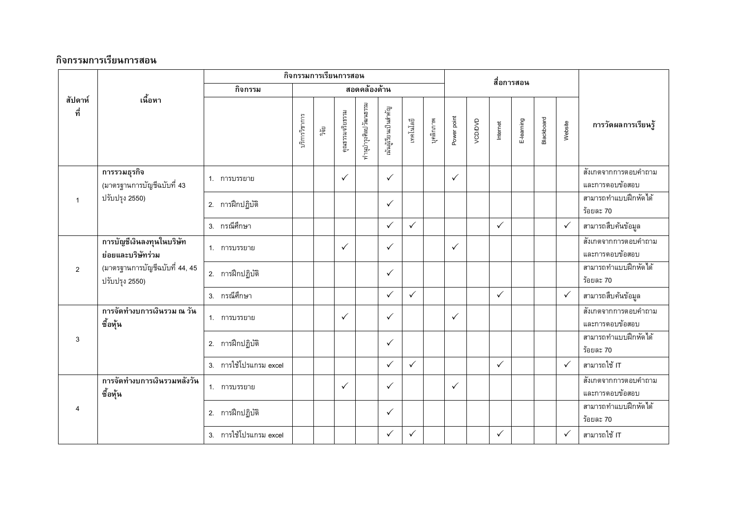## กิจกรรมการเรียนการสอน

| สัปดาห์ที่ | เนื้อหา | กิจกรรมการเรียนการสอน | | | | | | | | สื่อการสอน | | | | | | การวัดผลการเรียนรู้ |
|---|---|---|---|---|---|---|---|---|---|---|---|---|---|---|---|---|
| | | กิจกรรม | สอดคล้องด้าน | | | | | | | | | | | | | |
| | | | บริการวิชาการ | วิจัย | คุณธรรมจริยธรรม | ทำนุบำรุงศิลปวัฒนธรรม | เน้นผู้เรียนเป็นสำคัญ | เทคโนโลยี | บุคลิกภาพ | Power point | VCD/DVD | Internet | E-learning | Blackboard | Website | |
| 1 | **การรวมธุรกิจ** (มาตรฐานการบัญชีฉบับที่ 43 ปรับปรุง 2550) | 1. การบรรยาย | | | ✓ | | ✓ | | | ✓ | | | | | | สังเกตจากการตอบคำถามและการตอบข้อสอบ |
| | | 2. การฝึกปฏิบัติ | | | | | ✓ | | | | | | | | | สามารถทำแบบฝึกหัดได้ร้อยละ 70 |
| | | 3. กรณีศึกษา | | | | | ✓ | ✓ | | | | ✓ | | | ✓ | สามารถสืบค้นข้อมูล |
| 2 | **การบัญชีเงินลงทุนในบริษัทย่อยและบริษัทร่วม** (มาตรฐานการบัญชีฉบับที่ 44, 45 ปรับปรุง 2550) | 1. การบรรยาย | | | ✓ | | ✓ | | | ✓ | | | | | | สังเกตจากการตอบคำถามและการตอบข้อสอบ |
| | | 2. การฝึกปฏิบัติ | | | | | ✓ | | | | | | | | | สามารถทำแบบฝึกหัดได้ร้อยละ 70 |
| | | 3. กรณีศึกษา | | | | | ✓ | ✓ | | | | ✓ | | | ✓ | สามารถสืบค้นข้อมูล |
| 3 | **การจัดทำงบการเงินรวม ณ วันซื้อหุ้น** | 1. การบรรยาย | | | ✓ | | ✓ | | | ✓ | | | | | | สังเกตจากการตอบคำถามและการตอบข้อสอบ |
| | | 2. การฝึกปฏิบัติ | | | | | ✓ | | | | | | | | | สามารถทำแบบฝึกหัดได้ร้อยละ 70 |
| | | 3. การใช้โปรแกรม excel | | | | | ✓ | ✓ | | | | ✓ | | | ✓ | สามารถใช้ IT |
| 4 | **การจัดทำงบการเงินรวมหลังวันซื้อหุ้น** | 1. การบรรยาย | | | ✓ | | ✓ | | | ✓ | | | | | | สังเกตจากการตอบคำถามและการตอบข้อสอบ |
| | | 2. การฝึกปฏิบัติ | | | | | ✓ | | | | | | | | | สามารถทำแบบฝึกหัดได้ร้อยละ 70 |
| | | 3. การใช้โปรแกรม excel | | | | | ✓ | ✓ | | | | ✓ | | | ✓ | สามารถใช้ IT |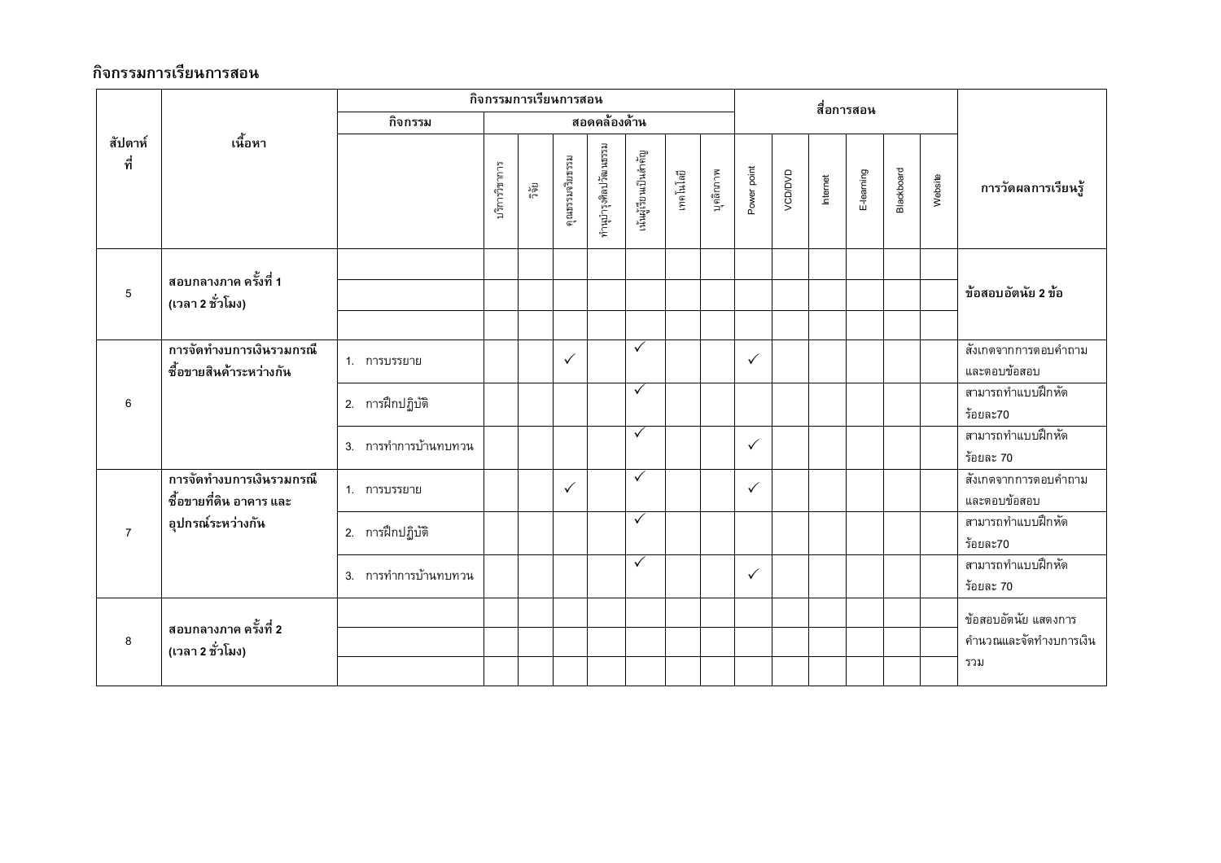## กิจกรรมการเรียนการสอน

| สัปดาห์ที่ | เนื้อหา | กิจกรรมการเรียนการสอน | | | | | | | | สื่อการสอน | | | | | | การวัดผลการเรียนรู้ |
|---|---|---|---|---|---|---|---|---|---|---|---|---|---|---|---|---|
| | | กิจกรรม | สอดคล้องด้าน | | | | | | | | | | | | | |
| | | | บริการวิชาการ | วิจัย | คุณธรรมจริยธรรม | ทำนุบำรุงศิลปวัฒนธรรม | เน้นผู้เรียนเป็นสำคัญ | เทคโนโลยี | บุคลิกภาพ | Power point | VCD/DVD | Internet | E-learning | Blackboard | Website | |
| 5 | **สอบกลางภาค ครั้งที่ 1 (เวลา 2 ชั่วโมง)** | | | | | | | | | | | | | | | **ข้อสอบอัตนัย 2 ข้อ** |
| | | | | | | | | | | | | | | | | |
| | | | | | | | | | | | | | | | | |
| 6 | **การจัดทำงบการเงินรวมกรณีซื้อขายสินค้าระหว่างกัน** | 1. การบรรยาย | | | ✓ | | ✓ | | | ✓ | | | | | | สังเกตจากการตอบคำถามและตอบข้อสอบ |
| | | 2. การฝึกปฏิบัติ | | | | | ✓ | | | | | | | | | สามารถทำแบบฝึกหัด ร้อยละ70 |
| | | 3. การทำการบ้านทบทวน | | | | | ✓ | | | ✓ | | | | | | สามารถทำแบบฝึกหัด ร้อยละ 70 |
| 7 | **การจัดทำงบการเงินรวมกรณีซื้อขายที่ดิน อาคาร และอุปกรณ์ระหว่างกัน** | 1. การบรรยาย | | | ✓ | | ✓ | | | ✓ | | | | | | สังเกตจากการตอบคำถามและตอบข้อสอบ |
| | | 2. การฝึกปฏิบัติ | | | | | ✓ | | | | | | | | | สามารถทำแบบฝึกหัด ร้อยละ70 |
| | | 3. การทำการบ้านทบทวน | | | | | ✓ | | | ✓ | | | | | | สามารถทำแบบฝึกหัด ร้อยละ 70 |
| 8 | **สอบกลางภาค ครั้งที่ 2 (เวลา 2 ชั่วโมง)** | | | | | | | | | | | | | | | ข้อสอบอัตนัย แสดงการคำนวณและจัดทำงบการเงินรวม |
| | | | | | | | | | | | | | | | | |
| | | | | | | | | | | | | | | | | |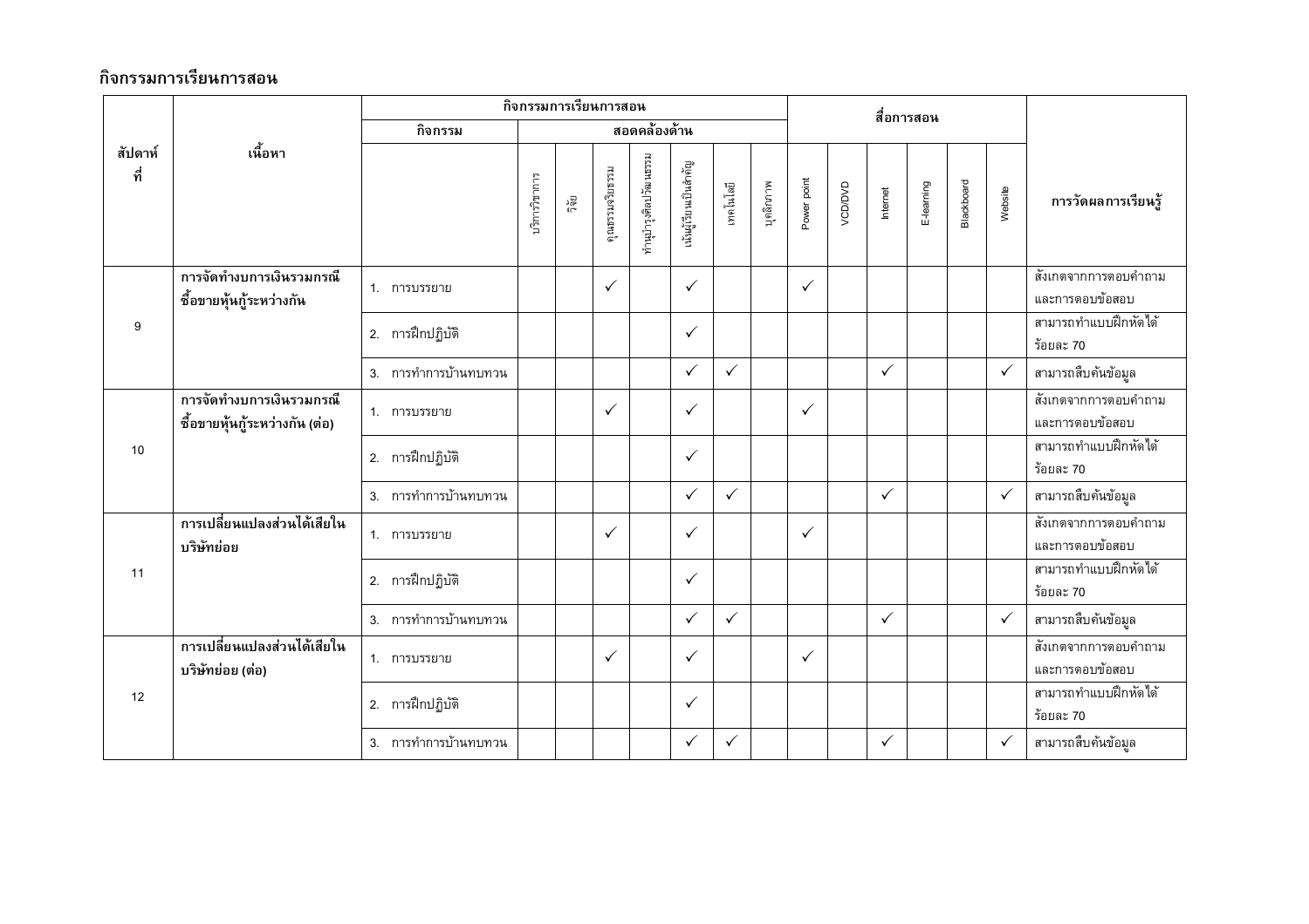## กิจกรรมการเรียนการสอน

| สัปดาห์ที่ | เนื้อหา | กิจกรรมการเรียนการสอน | | | | | | | | สื่อการสอน | | | | | | การวัดผลการเรียนรู้ |
|---|---|---|---|---|---|---|---|---|---|---|---|---|---|---|---|---|
| | | กิจกรรม | สอดคล้องด้าน | | | | | | | | | | | | | |
| | | | บริการวิชาการ | วิจัย | คุณธรรมจริยธรรม | ทำนุบำรุงศิลปวัฒนธรรม | เน้นผู้เรียนเป็นสำคัญ | เทคโนโลยี | บุคลิกภาพ | Power point | VCD/DVD | Internet | E-learning | Blackboard | Website | |
| 9 | การจัดทำงบการเงินรวมกรณีซื้อขายหุ้นกู้ระหว่างกัน | 1. การบรรยาย | | | ✓ | | ✓ | | | ✓ | | | | | | สังเกตจากการตอบคำถามและการตอบข้อสอบ |
| | | 2. การฝึกปฏิบัติ | | | | | ✓ | | | | | | | | | สามารถทำแบบฝึกหัดได้ร้อยละ 70 |
| | | 3. การทำการบ้านทบทวน | | | | | ✓ | ✓ | | | | ✓ | | | ✓ | สามารถสืบค้นข้อมูล |
| 10 | การจัดทำงบการเงินรวมกรณีซื้อขายหุ้นกู้ระหว่างกัน (ต่อ) | 1. การบรรยาย | | | ✓ | | ✓ | | | ✓ | | | | | | สังเกตจากการตอบคำถามและการตอบข้อสอบ |
| | | 2. การฝึกปฏิบัติ | | | | | ✓ | | | | | | | | | สามารถทำแบบฝึกหัดได้ร้อยละ 70 |
| | | 3. การทำการบ้านทบทวน | | | | | ✓ | ✓ | | | | ✓ | | | ✓ | สามารถสืบค้นข้อมูล |
| 11 | การเปลี่ยนแปลงส่วนได้เสียในบริษัทย่อย | 1. การบรรยาย | | | ✓ | | ✓ | | | ✓ | | | | | | สังเกตจากการตอบคำถามและการตอบข้อสอบ |
| | | 2. การฝึกปฏิบัติ | | | | | ✓ | | | | | | | | | สามารถทำแบบฝึกหัดได้ร้อยละ 70 |
| | | 3. การทำการบ้านทบทวน | | | | | ✓ | ✓ | | | | ✓ | | | ✓ | สามารถสืบค้นข้อมูล |
| 12 | การเปลี่ยนแปลงส่วนได้เสียในบริษัทย่อย (ต่อ) | 1. การบรรยาย | | | ✓ | | ✓ | | | ✓ | | | | | | สังเกตจากการตอบคำถามและการตอบข้อสอบ |
| | | 2. การฝึกปฏิบัติ | | | | | ✓ | | | | | | | | | สามารถทำแบบฝึกหัดได้ร้อยละ 70 |
| | | 3. การทำการบ้านทบทวน | | | | | ✓ | ✓ | | | | ✓ | | | ✓ | สามารถสืบค้นข้อมูล |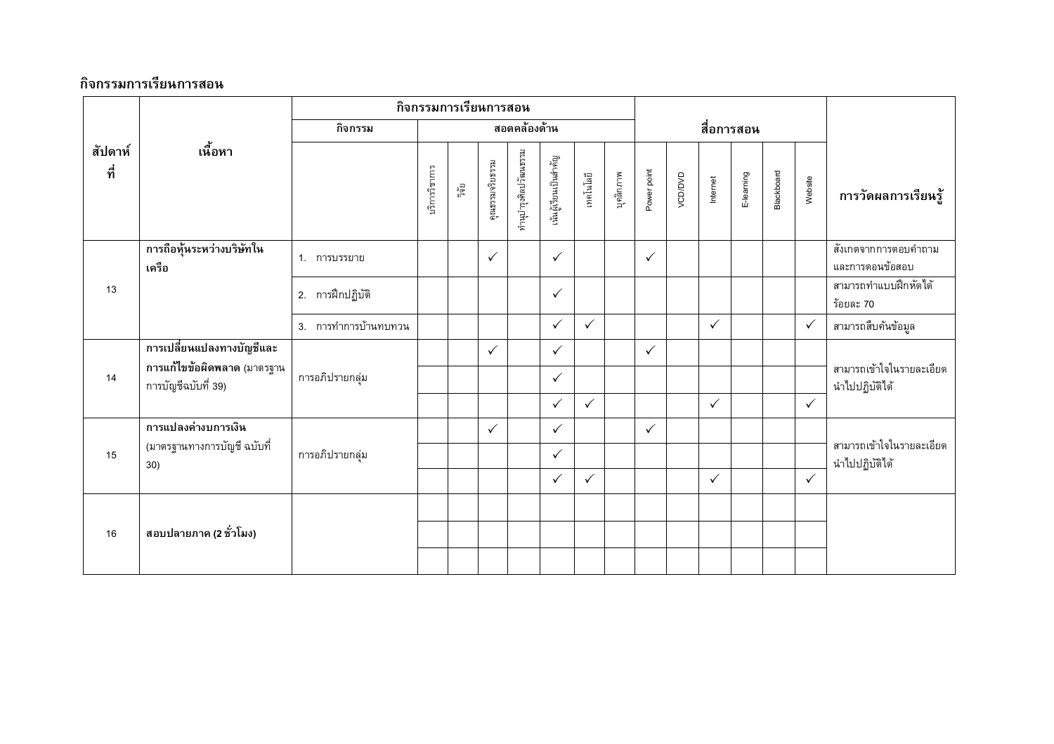## กิจกรรมการเรียนการสอน

| สัปดาห์ที่ | เนื้อหา | กิจกรรมการเรียนการสอน | | | | | | | | สื่อการสอน | | | | | | | การวัดผลการเรียนรู้ |
|---|---|---|---|---|---|---|---|---|---|---|---|---|---|---|---|---|---|
| | | กิจกรรม | สอดคล้องด้าน | | | | | | | | | | | | | | |
| | | | บริการวิชาการ | วิจัย | คุณธรรมจริยธรรม | ทำนุบำรุงศิลปวัฒนธรรม | เน้นผู้เรียนเป็นสำคัญ | เทคโนโลยี | บุคลิกภาพ | Power point | VCD/DVD | Internet | E-learning | Blackboard | Website | |
| 13 | **การถือหุ้นระหว่างบริษัทในเครือ** | 1. การบรรยาย | | | ✓ | | ✓ | | | ✓ | | | | | | สังเกตจากการตอบคำถามและการตอบข้อสอบ |
| | | 2. การฝึกปฏิบัติ | | | | | ✓ | | | | | | | | | สามารถทำแบบฝึกหัดได้ร้อยละ 70 |
| | | 3. การทำการบ้านทบทวน | | | | | ✓ | ✓ | | | | ✓ | | | ✓ | สามารถสืบค้นข้อมูล |
| 14 | **การเปลี่ยนแปลงทางบัญชีและการแก้ไขข้อผิดพลาด** (มาตรฐานการบัญชีฉบับที่ 39) | การอภิปรายกลุ่ม | | | ✓ | | ✓ | | | ✓ | | | | | | สามารถเข้าใจในรายละเอียดนำไปปฏิบัติได้ |
| | | | | | | | ✓ | | | | | | | | | |
| | | | | | | | ✓ | ✓ | | | | ✓ | | | ✓ | |
| 15 | **การแปลงค่างบการเงิน** (มาตรฐานทางการบัญชี ฉบับที่ 30) | การอภิปรายกลุ่ม | | | ✓ | | ✓ | | | ✓ | | | | | | สามารถเข้าใจในรายละเอียดนำไปปฏิบัติได้ |
| | | | | | | | ✓ | | | | | | | | | |
| | | | | | | | ✓ | ✓ | | | | ✓ | | | ✓ | |
| 16 | **สอบปลายภาค (2 ชั่วโมง)** | | | | | | | | | | | | | | | |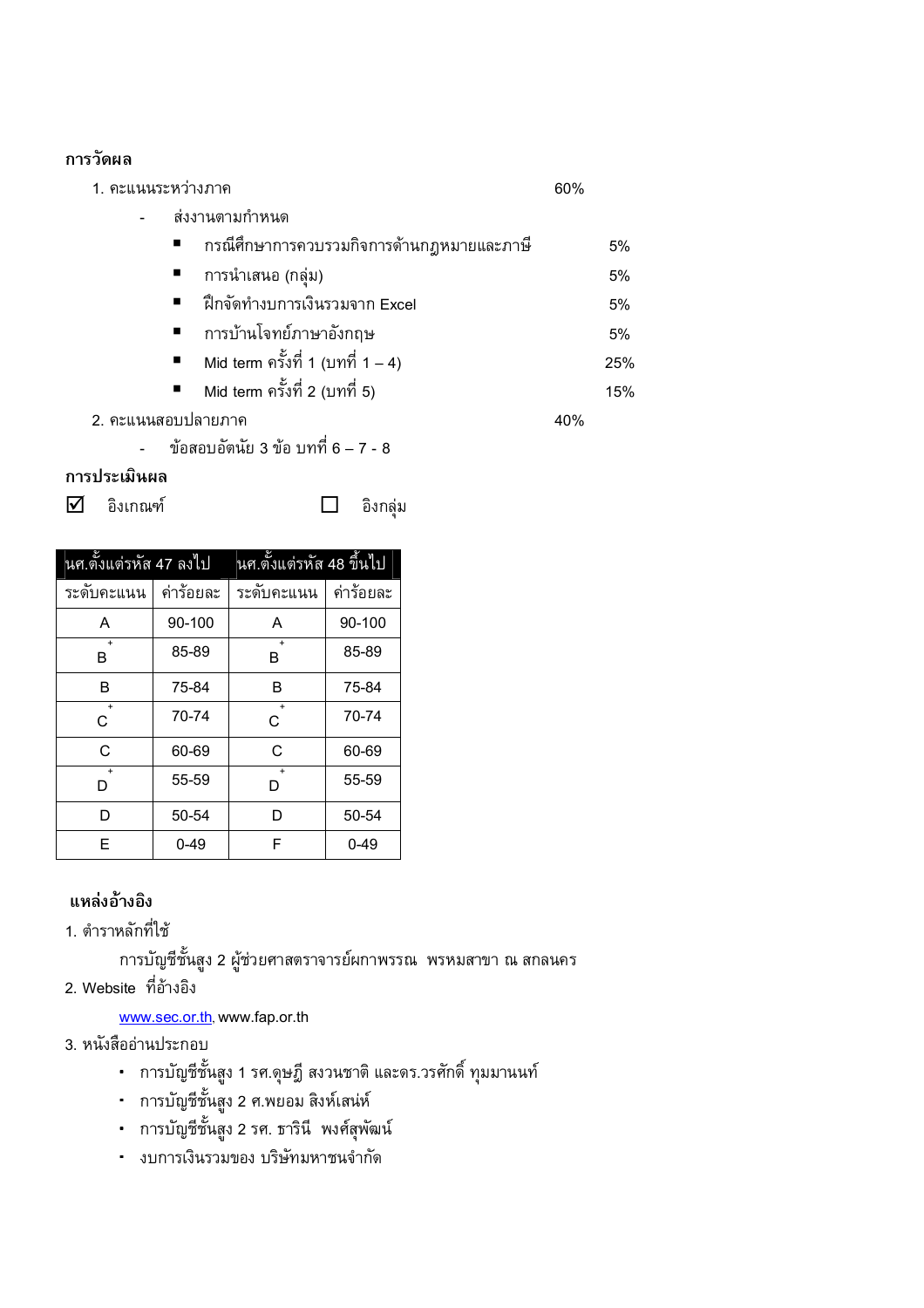**การวัดผล**

1. คะแนนระหว่างภาค 60%
   - ส่งงานตามกำหนด
     - กรณีศึกษาการควบรวมกิจการด้านกฎหมายและภาษี 5%
     - การนำเสนอ (กลุ่ม) 5%
     - ฝึกจัดทำงบการเงินรวมจาก Excel 5%
     - การบ้านโจทย์ภาษาอังกฤษ 5%
     - Mid term ครั้งที่ 1 (บทที่ 1 – 4) 25%
     - Mid term ครั้งที่ 2 (บทที่ 5) 15%
2. คะแนนสอบปลายภาค 40%
   - ข้อสอบอัตนัย 3 ข้อ บทที่ 6 – 7 - 8

**การประเมินผล**

☑ อิงเกณฑ์ ☐ อิงกลุ่ม

| นศ.ตั้งแต่รหัส 47 ลงไป | | นศ.ตั้งแต่รหัส 48 ขึ้นไป | |
|---|---|---|---|
| ระดับคะแนน | ค่าร้อยละ | ระดับคะแนน | ค่าร้อยละ |
| A | 90-100 | A | 90-100 |
| B+ | 85-89 | B+ | 85-89 |
| B | 75-84 | B | 75-84 |
| C+ | 70-74 | C+ | 70-74 |
| C | 60-69 | C | 60-69 |
| D+ | 55-59 | D+ | 55-59 |
| D | 50-54 | D | 50-54 |
| E | 0-49 | F | 0-49 |

**แหล่งอ้างอิง**

1. ตำราหลักที่ใช้

   การบัญชีชั้นสูง 2 ผู้ช่วยศาสตราจารย์ผกาพรรณ พรหมสาขา ณ สกลนคร

2. Website ที่อ้างอิง

   www.sec.or.th, www.fap.or.th

3. หนังสืออ่านประกอบ
   - การบัญชีชั้นสูง 1 รศ.ดุษฎี สงวนชาติ และดร.วรศักดิ์ ทุมมานนท์
   - การบัญชีชั้นสูง 2 ศ.พยอม สิงห์เสน่ห์
   - การบัญชีชั้นสูง 2 รศ. ธารินี พงศ์สุพัฒน์
   - งบการเงินรวมของ บริษัทมหาชนจำกัด